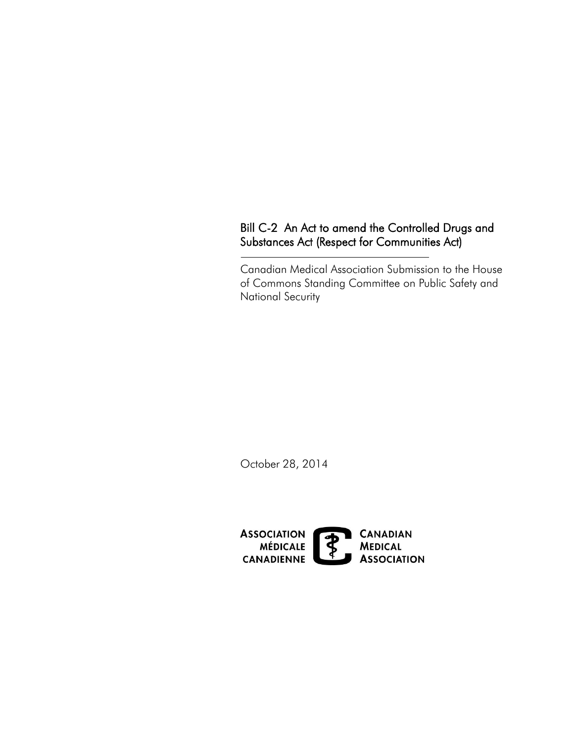# Bill C-2 An Act to amend the Controlled Drugs and Substances Act (Respect for Communities Act)

Canadian Medical Association Submission to the House of Commons Standing Committee on Public Safety and National Security

October 28, 2014

**ASSOCIATION MÉDICALE CANADIENNE** **CANADIAN MEDICAL ASSOCIATION**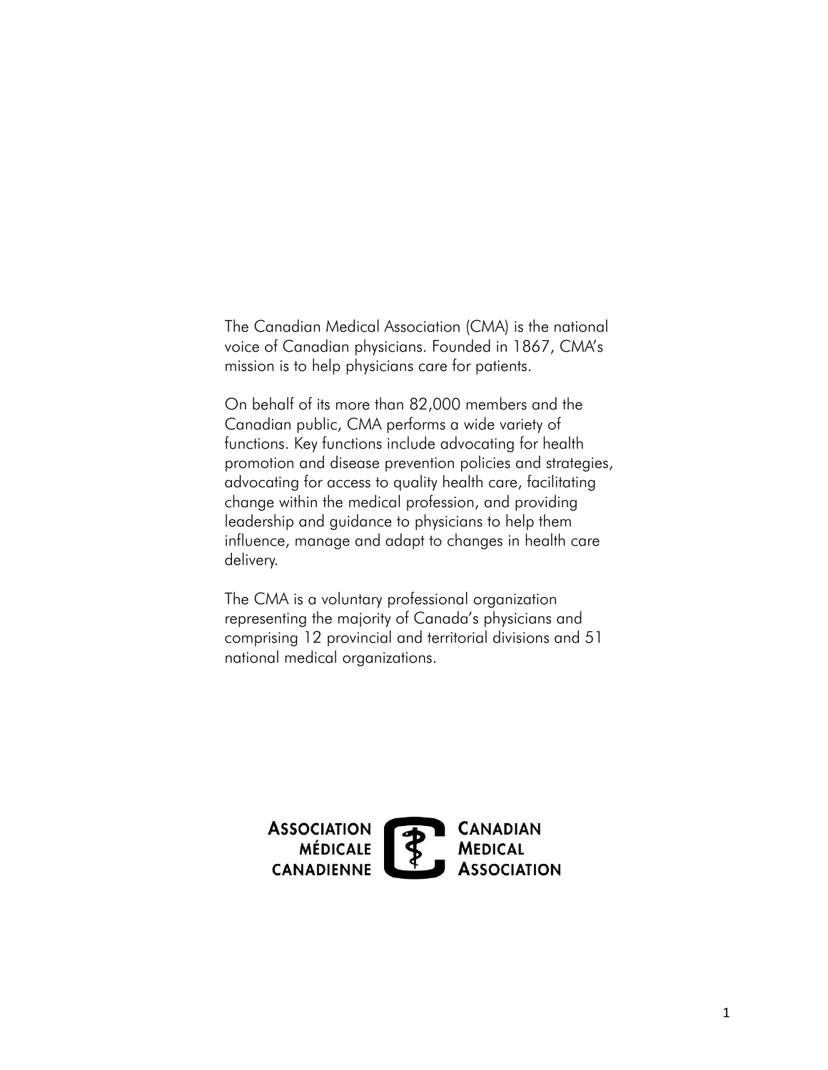The Canadian Medical Association (CMA) is the national voice of Canadian physicians. Founded in 1867, CMA's mission is to help physicians care for patients.

On behalf of its more than 82,000 members and the Canadian public, CMA performs a wide variety of functions. Key functions include advocating for health promotion and disease prevention policies and strategies, advocating for access to quality health care, facilitating change within the medical profession, and providing leadership and guidance to physicians to help them influence, manage and adapt to changes in health care delivery.

The CMA is a voluntary professional organization representing the majority of Canada's physicians and comprising 12 provincial and territorial divisions and 51 national medical organizations.

**ASSOCIATION MÉDICALE CANADIENNE** **CANADIAN MEDICAL ASSOCIATION**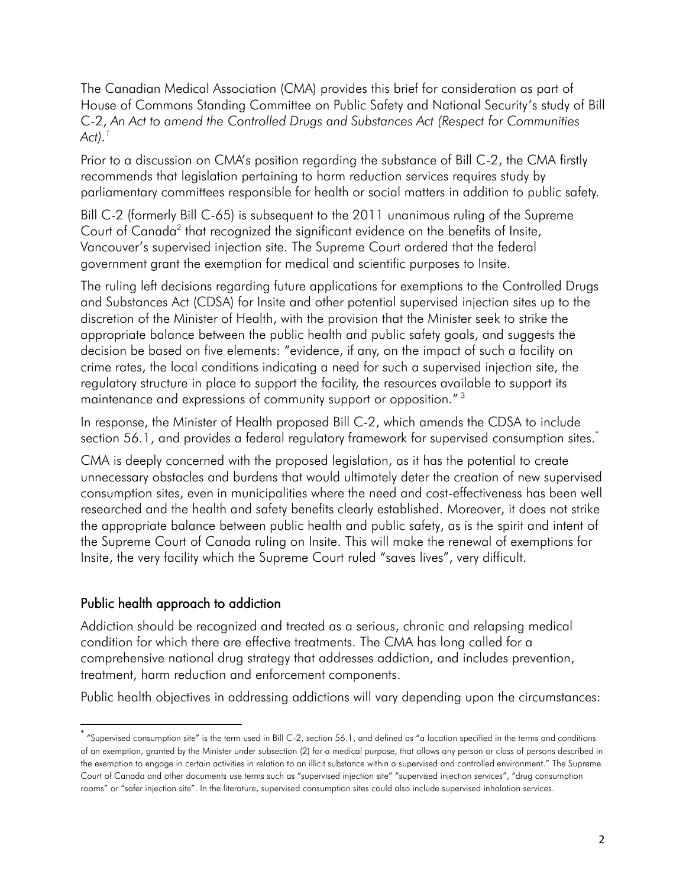The Canadian Medical Association (CMA) provides this brief for consideration as part of House of Commons Standing Committee on Public Safety and National Security's study of Bill C-2, *An Act to amend the Controlled Drugs and Substances Act (Respect for Communities Act).*[1]

Prior to a discussion on CMA's position regarding the substance of Bill C-2, the CMA firstly recommends that legislation pertaining to harm reduction services requires study by parliamentary committees responsible for health or social matters in addition to public safety.

Bill C-2 (formerly Bill C-65) is subsequent to the 2011 unanimous ruling of the Supreme Court of Canada[2] that recognized the significant evidence on the benefits of Insite, Vancouver's supervised injection site. The Supreme Court ordered that the federal government grant the exemption for medical and scientific purposes to Insite.

The ruling left decisions regarding future applications for exemptions to the Controlled Drugs and Substances Act (CDSA) for Insite and other potential supervised injection sites up to the discretion of the Minister of Health, with the provision that the Minister seek to strike the appropriate balance between the public health and public safety goals, and suggests the decision be based on five elements: "evidence, if any, on the impact of such a facility on crime rates, the local conditions indicating a need for such a supervised injection site, the regulatory structure in place to support the facility, the resources available to support its maintenance and expressions of community support or opposition."[3]

In response, the Minister of Health proposed Bill C-2, which amends the CDSA to include section 56.1, and provides a federal regulatory framework for supervised consumption sites.[*]

CMA is deeply concerned with the proposed legislation, as it has the potential to create unnecessary obstacles and burdens that would ultimately deter the creation of new supervised consumption sites, even in municipalities where the need and cost-effectiveness has been well researched and the health and safety benefits clearly established. Moreover, it does not strike the appropriate balance between public health and public safety, as is the spirit and intent of the Supreme Court of Canada ruling on Insite. This will make the renewal of exemptions for Insite, the very facility which the Supreme Court ruled "saves lives", very difficult.

## Public health approach to addiction

Addiction should be recognized and treated as a serious, chronic and relapsing medical condition for which there are effective treatments. The CMA has long called for a comprehensive national drug strategy that addresses addiction, and includes prevention, treatment, harm reduction and enforcement components.

Public health objectives in addressing addictions will vary depending upon the circumstances:

---

[*] "Supervised consumption site" is the term used in Bill C-2, section 56.1, and defined as "a location specified in the terms and conditions of an exemption, granted by the Minister under subsection (2) for a medical purpose, that allows any person or class of persons described in the exemption to engage in certain activities in relation to an illicit substance within a supervised and controlled environment." The Supreme Court of Canada and other documents use terms such as "supervised injection site" "supervised injection services", "drug consumption rooms" or "safer injection site". In the literature, supervised consumption sites could also include supervised inhalation services.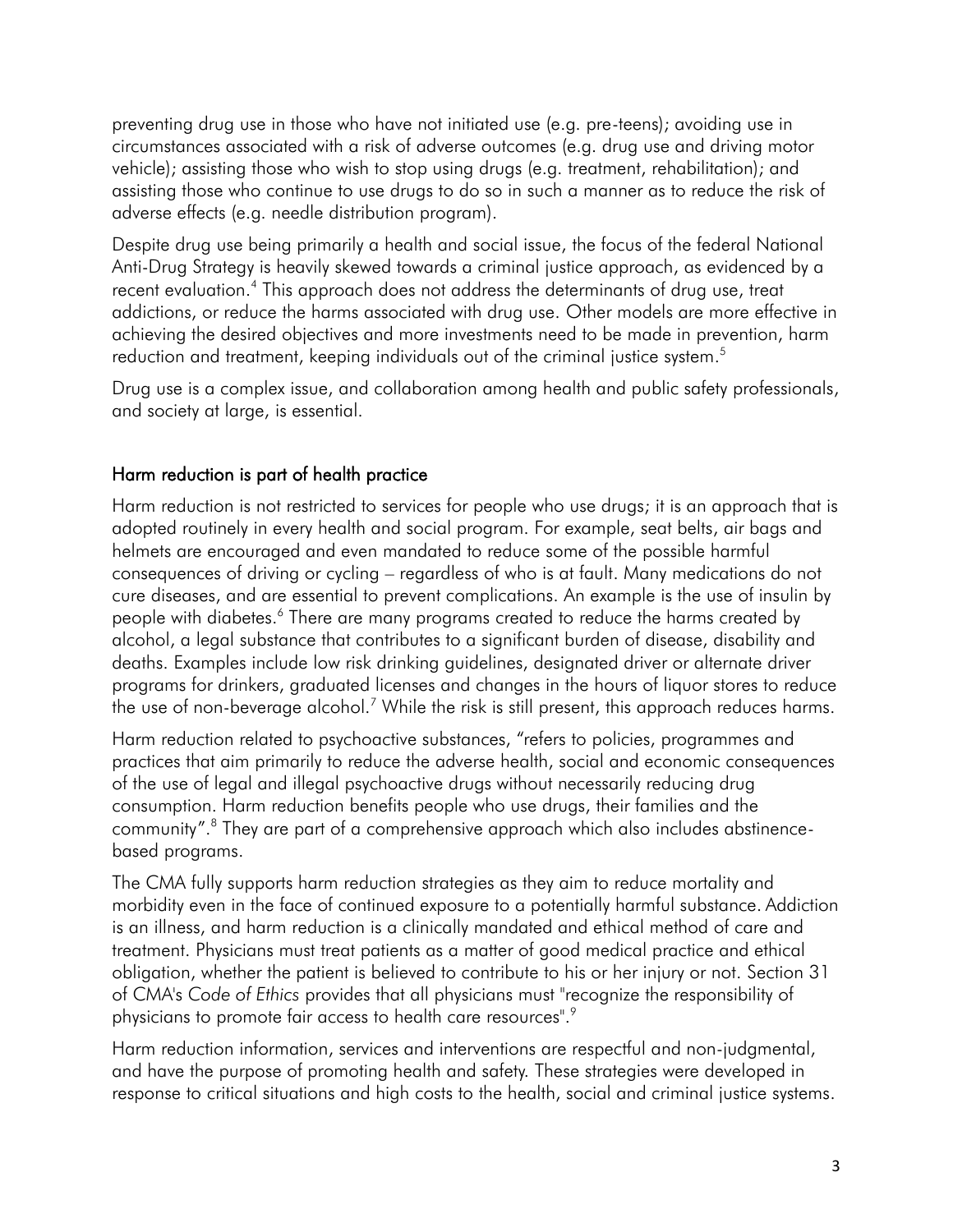preventing drug use in those who have not initiated use (e.g. pre-teens); avoiding use in circumstances associated with a risk of adverse outcomes (e.g. drug use and driving motor vehicle); assisting those who wish to stop using drugs (e.g. treatment, rehabilitation); and assisting those who continue to use drugs to do so in such a manner as to reduce the risk of adverse effects (e.g. needle distribution program).

Despite drug use being primarily a health and social issue, the focus of the federal National Anti-Drug Strategy is heavily skewed towards a criminal justice approach, as evidenced by a recent evaluation.[4] This approach does not address the determinants of drug use, treat addictions, or reduce the harms associated with drug use. Other models are more effective in achieving the desired objectives and more investments need to be made in prevention, harm reduction and treatment, keeping individuals out of the criminal justice system.[5]

Drug use is a complex issue, and collaboration among health and public safety professionals, and society at large, is essential.

## Harm reduction is part of health practice

Harm reduction is not restricted to services for people who use drugs; it is an approach that is adopted routinely in every health and social program. For example, seat belts, air bags and helmets are encouraged and even mandated to reduce some of the possible harmful consequences of driving or cycling – regardless of who is at fault. Many medications do not cure diseases, and are essential to prevent complications. An example is the use of insulin by people with diabetes.[6] There are many programs created to reduce the harms created by alcohol, a legal substance that contributes to a significant burden of disease, disability and deaths. Examples include low risk drinking guidelines, designated driver or alternate driver programs for drinkers, graduated licenses and changes in the hours of liquor stores to reduce the use of non-beverage alcohol.[7] While the risk is still present, this approach reduces harms.

Harm reduction related to psychoactive substances, "refers to policies, programmes and practices that aim primarily to reduce the adverse health, social and economic consequences of the use of legal and illegal psychoactive drugs without necessarily reducing drug consumption. Harm reduction benefits people who use drugs, their families and the community".[8] They are part of a comprehensive approach which also includes abstinence-based programs.

The CMA fully supports harm reduction strategies as they aim to reduce mortality and morbidity even in the face of continued exposure to a potentially harmful substance. Addiction is an illness, and harm reduction is a clinically mandated and ethical method of care and treatment. Physicians must treat patients as a matter of good medical practice and ethical obligation, whether the patient is believed to contribute to his or her injury or not. Section 31 of CMA's *Code of Ethics* provides that all physicians must "recognize the responsibility of physicians to promote fair access to health care resources".[9]

Harm reduction information, services and interventions are respectful and non-judgmental, and have the purpose of promoting health and safety. These strategies were developed in response to critical situations and high costs to the health, social and criminal justice systems.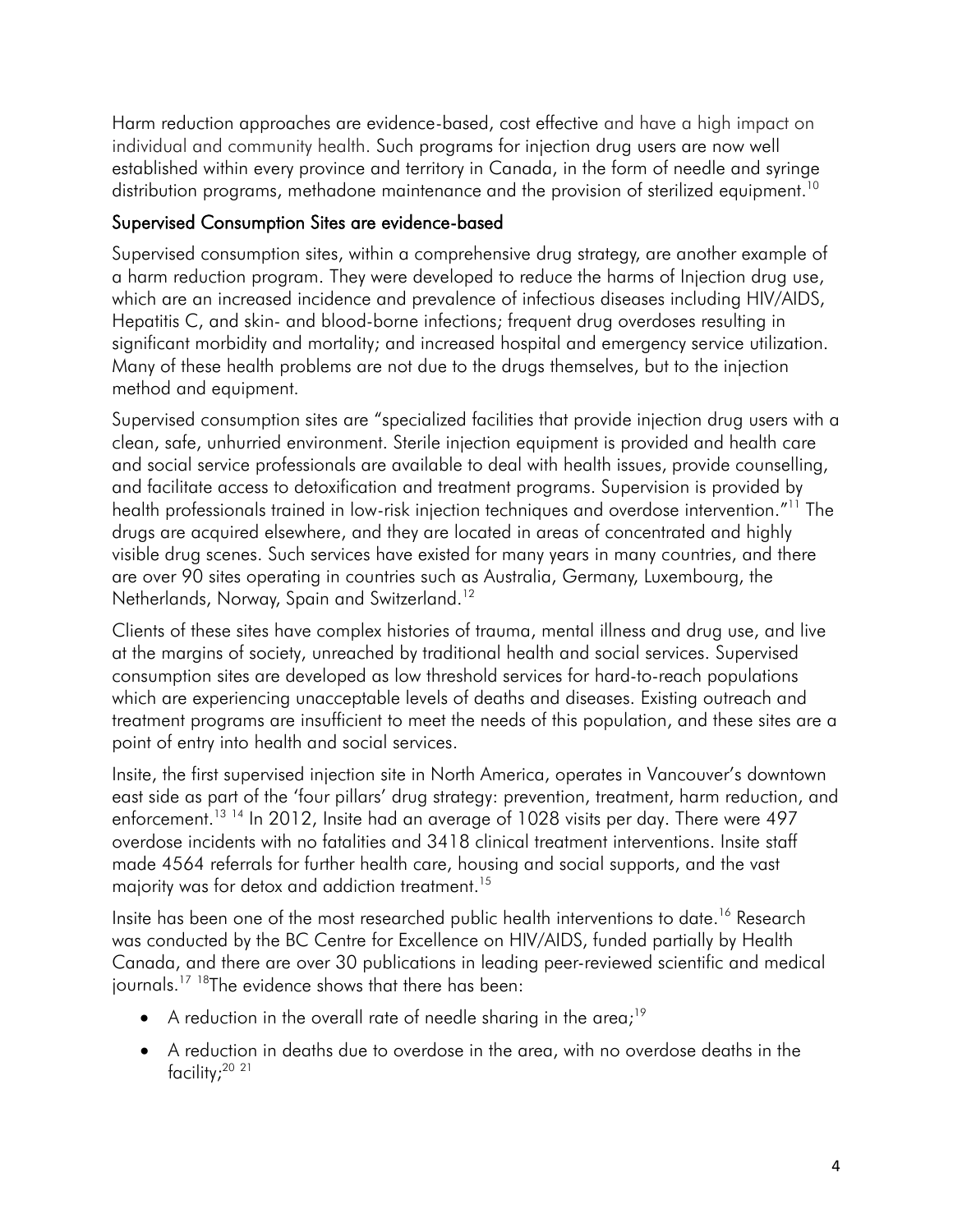Harm reduction approaches are evidence-based, cost effective and have a high impact on individual and community health. Such programs for injection drug users are now well established within every province and territory in Canada, in the form of needle and syringe distribution programs, methadone maintenance and the provision of sterilized equipment.[10]

## Supervised Consumption Sites are evidence-based

Supervised consumption sites, within a comprehensive drug strategy, are another example of a harm reduction program. They were developed to reduce the harms of Injection drug use, which are an increased incidence and prevalence of infectious diseases including HIV/AIDS, Hepatitis C, and skin- and blood-borne infections; frequent drug overdoses resulting in significant morbidity and mortality; and increased hospital and emergency service utilization. Many of these health problems are not due to the drugs themselves, but to the injection method and equipment.

Supervised consumption sites are "specialized facilities that provide injection drug users with a clean, safe, unhurried environment. Sterile injection equipment is provided and health care and social service professionals are available to deal with health issues, provide counselling, and facilitate access to detoxification and treatment programs. Supervision is provided by health professionals trained in low-risk injection techniques and overdose intervention."[11] The drugs are acquired elsewhere, and they are located in areas of concentrated and highly visible drug scenes. Such services have existed for many years in many countries, and there are over 90 sites operating in countries such as Australia, Germany, Luxembourg, the Netherlands, Norway, Spain and Switzerland.[12]

Clients of these sites have complex histories of trauma, mental illness and drug use, and live at the margins of society, unreached by traditional health and social services. Supervised consumption sites are developed as low threshold services for hard-to-reach populations which are experiencing unacceptable levels of deaths and diseases. Existing outreach and treatment programs are insufficient to meet the needs of this population, and these sites are a point of entry into health and social services.

Insite, the first supervised injection site in North America, operates in Vancouver's downtown east side as part of the 'four pillars' drug strategy: prevention, treatment, harm reduction, and enforcement.[13] [14] In 2012, Insite had an average of 1028 visits per day. There were 497 overdose incidents with no fatalities and 3418 clinical treatment interventions. Insite staff made 4564 referrals for further health care, housing and social supports, and the vast majority was for detox and addiction treatment.[15]

Insite has been one of the most researched public health interventions to date.[16] Research was conducted by the BC Centre for Excellence on HIV/AIDS, funded partially by Health Canada, and there are over 30 publications in leading peer-reviewed scientific and medical journals.[17] [18]The evidence shows that there has been:

- A reduction in the overall rate of needle sharing in the area;[19]
- A reduction in deaths due to overdose in the area, with no overdose deaths in the facility;[20] [21]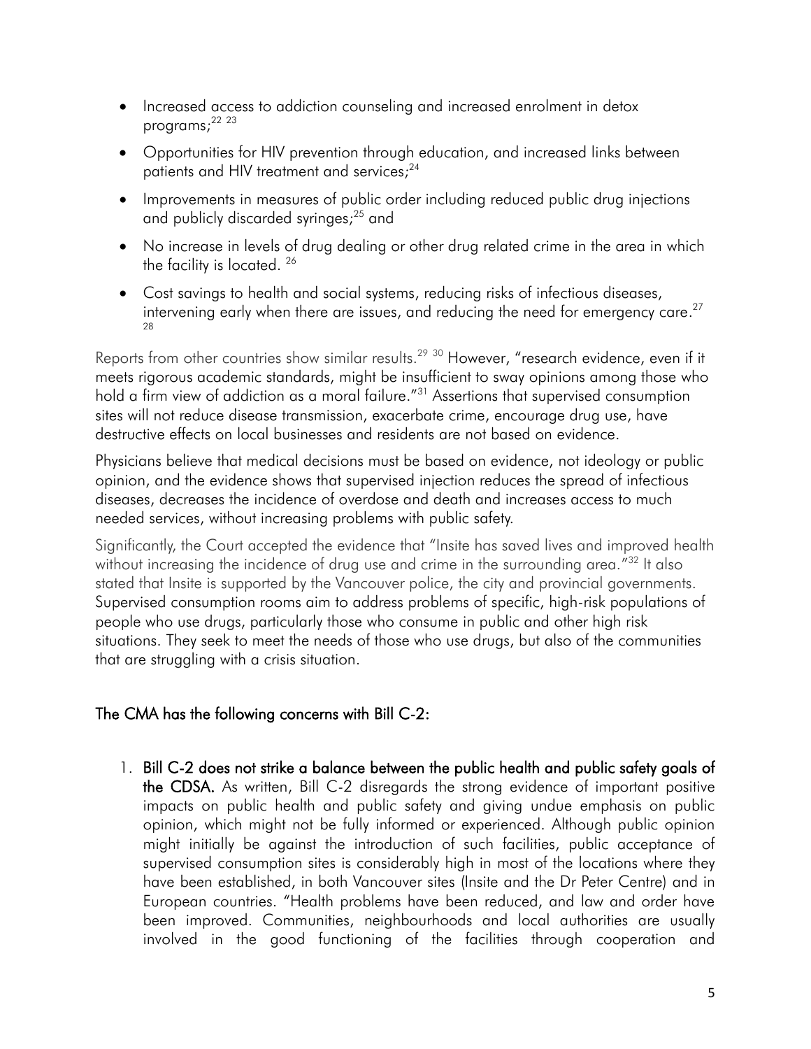- Increased access to addiction counseling and increased enrolment in detox programs;[22 23]
- Opportunities for HIV prevention through education, and increased links between patients and HIV treatment and services;[24]
- Improvements in measures of public order including reduced public drug injections and publicly discarded syringes;[25] and
- No increase in levels of drug dealing or other drug related crime in the area in which the facility is located. [26]
- Cost savings to health and social systems, reducing risks of infectious diseases, intervening early when there are issues, and reducing the need for emergency care.[27 28]

Reports from other countries show similar results.[29 30] However, "research evidence, even if it meets rigorous academic standards, might be insufficient to sway opinions among those who hold a firm view of addiction as a moral failure."[31] Assertions that supervised consumption sites will not reduce disease transmission, exacerbate crime, encourage drug use, have destructive effects on local businesses and residents are not based on evidence.

Physicians believe that medical decisions must be based on evidence, not ideology or public opinion, and the evidence shows that supervised injection reduces the spread of infectious diseases, decreases the incidence of overdose and death and increases access to much needed services, without increasing problems with public safety.

Significantly, the Court accepted the evidence that "Insite has saved lives and improved health without increasing the incidence of drug use and crime in the surrounding area."[32] It also stated that Insite is supported by the Vancouver police, the city and provincial governments. Supervised consumption rooms aim to address problems of specific, high-risk populations of people who use drugs, particularly those who consume in public and other high risk situations. They seek to meet the needs of those who use drugs, but also of the communities that are struggling with a crisis situation.

## The CMA has the following concerns with Bill C-2:

1. **Bill C-2 does not strike a balance between the public health and public safety goals of the CDSA.** As written, Bill C-2 disregards the strong evidence of important positive impacts on public health and public safety and giving undue emphasis on public opinion, which might not be fully informed or experienced. Although public opinion might initially be against the introduction of such facilities, public acceptance of supervised consumption sites is considerably high in most of the locations where they have been established, in both Vancouver sites (Insite and the Dr Peter Centre) and in European countries. "Health problems have been reduced, and law and order have been improved. Communities, neighbourhoods and local authorities are usually involved in the good functioning of the facilities through cooperation and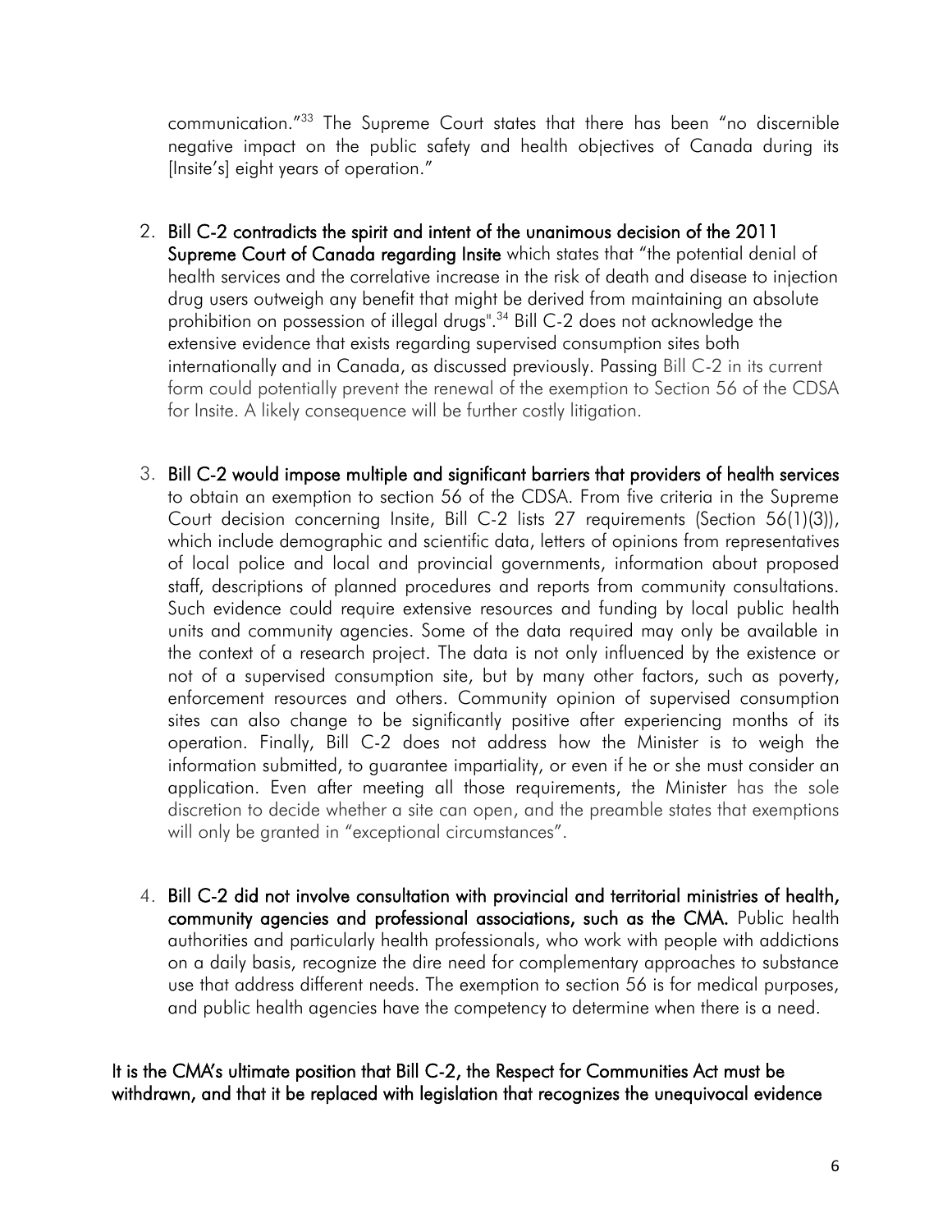communication."[33] The Supreme Court states that there has been "no discernible negative impact on the public safety and health objectives of Canada during its [Insite's] eight years of operation."

2. **Bill C-2 contradicts the spirit and intent of the unanimous decision of the 2011 Supreme Court of Canada regarding Insite** which states that "the potential denial of health services and the correlative increase in the risk of death and disease to injection drug users outweigh any benefit that might be derived from maintaining an absolute prohibition on possession of illegal drugs".[34] Bill C-2 does not acknowledge the extensive evidence that exists regarding supervised consumption sites both internationally and in Canada, as discussed previously. Passing Bill C-2 in its current form could potentially prevent the renewal of the exemption to Section 56 of the CDSA for Insite. A likely consequence will be further costly litigation.

3. **Bill C-2 would impose multiple and significant barriers that providers of health services** to obtain an exemption to section 56 of the CDSA. From five criteria in the Supreme Court decision concerning Insite, Bill C-2 lists 27 requirements (Section 56(1)(3)), which include demographic and scientific data, letters of opinions from representatives of local police and local and provincial governments, information about proposed staff, descriptions of planned procedures and reports from community consultations. Such evidence could require extensive resources and funding by local public health units and community agencies. Some of the data required may only be available in the context of a research project. The data is not only influenced by the existence or not of a supervised consumption site, but by many other factors, such as poverty, enforcement resources and others. Community opinion of supervised consumption sites can also change to be significantly positive after experiencing months of its operation. Finally, Bill C-2 does not address how the Minister is to weigh the information submitted, to guarantee impartiality, or even if he or she must consider an application. Even after meeting all those requirements, the Minister has the sole discretion to decide whether a site can open, and the preamble states that exemptions will only be granted in "exceptional circumstances".

4. **Bill C-2 did not involve consultation with provincial and territorial ministries of health, community agencies and professional associations, such as the CMA.** Public health authorities and particularly health professionals, who work with people with addictions on a daily basis, recognize the dire need for complementary approaches to substance use that address different needs. The exemption to section 56 is for medical purposes, and public health agencies have the competency to determine when there is a need.

**It is the CMA's ultimate position that Bill C-2, the Respect for Communities Act must be withdrawn, and that it be replaced with legislation that recognizes the unequivocal evidence**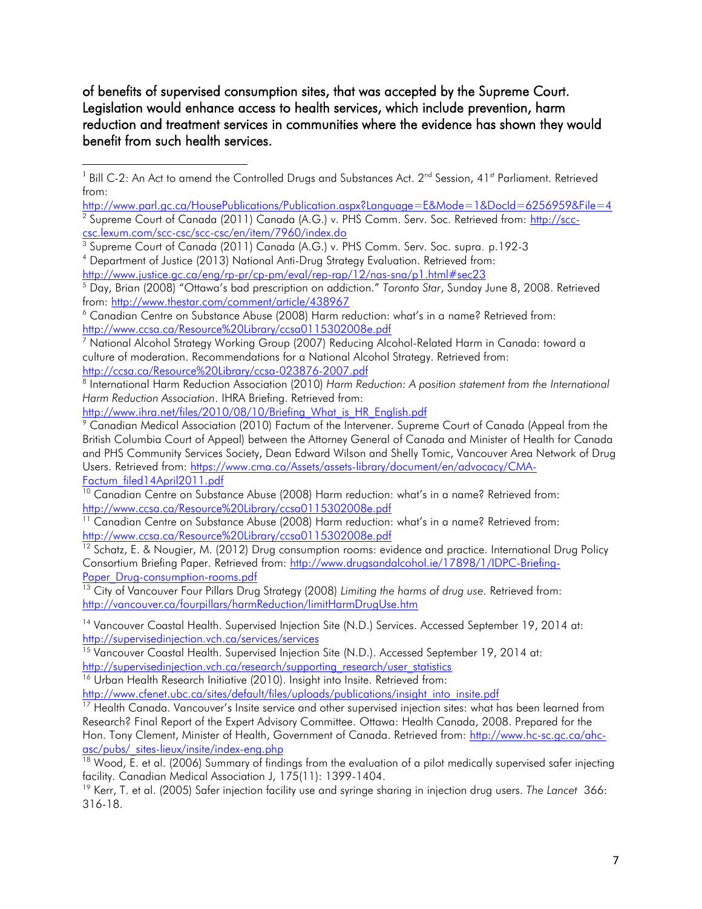**of benefits of supervised consumption sites, that was accepted by the Supreme Court. Legislation would enhance access to health services, which include prevention, harm reduction and treatment services in communities where the evidence has shown they would benefit from such health services.**

---

[1] Bill C-2: An Act to amend the Controlled Drugs and Substances Act. 2nd Session, 41st Parliament. Retrieved from: http://www.parl.gc.ca/HousePublications/Publication.aspx?Language=E&Mode=1&DocId=6256959&File=4

[2] Supreme Court of Canada (2011) Canada (A.G.) v. PHS Comm. Serv. Soc. Retrieved from: http://scc-csc.lexum.com/scc-csc/scc-csc/en/item/7960/index.do

[3] Supreme Court of Canada (2011) Canada (A.G.) v. PHS Comm. Serv. Soc. supra. p.192-3

[4] Department of Justice (2013) National Anti-Drug Strategy Evaluation. Retrieved from: http://www.justice.gc.ca/eng/rp-pr/cp-pm/eval/rep-rap/12/nas-sna/p1.html#sec23

[5] Day, Brian (2008) "Ottawa's bad prescription on addiction." *Toronto Star*, Sunday June 8, 2008. Retrieved from: http://www.thestar.com/comment/article/438967

[6] Canadian Centre on Substance Abuse (2008) Harm reduction: what's in a name? Retrieved from: http://www.ccsa.ca/Resource%20Library/ccsa0115302008e.pdf

[7] National Alcohol Strategy Working Group (2007) Reducing Alcohol-Related Harm in Canada: toward a culture of moderation. Recommendations for a National Alcohol Strategy. Retrieved from: http://ccsa.ca/Resource%20Library/ccsa-023876-2007.pdf

[8] International Harm Reduction Association (2010) *Harm Reduction: A position statement from the International Harm Reduction Association*. IHRA Briefing. Retrieved from: http://www.ihra.net/files/2010/08/10/Briefing_What_is_HR_English.pdf

[9] Canadian Medical Association (2010) Factum of the Intervener. Supreme Court of Canada (Appeal from the British Columbia Court of Appeal) between the Attorney General of Canada and Minister of Health for Canada and PHS Community Services Society, Dean Edward Wilson and Shelly Tomic, Vancouver Area Network of Drug Users. Retrieved from: https://www.cma.ca/Assets/assets-library/document/en/advocacy/CMA-Factum_filed14April2011.pdf

[10] Canadian Centre on Substance Abuse (2008) Harm reduction: what's in a name? Retrieved from: http://www.ccsa.ca/Resource%20Library/ccsa0115302008e.pdf

[11] Canadian Centre on Substance Abuse (2008) Harm reduction: what's in a name? Retrieved from: http://www.ccsa.ca/Resource%20Library/ccsa0115302008e.pdf

[12] Schatz, E. & Nougier, M. (2012) Drug consumption rooms: evidence and practice. International Drug Policy Consortium Briefing Paper. Retrieved from: http://www.drugsandalcohol.ie/17898/1/IDPC-Briefing-Paper_Drug-consumption-rooms.pdf

[13] City of Vancouver Four Pillars Drug Strategy (2008) *Limiting the harms of drug use.* Retrieved from: http://vancouver.ca/fourpillars/harmReduction/limitHarmDrugUse.htm

[14] Vancouver Coastal Health. Supervised Injection Site (N.D.) Services. Accessed September 19, 2014 at: http://supervisedinjection.vch.ca/services/services

[15] Vancouver Coastal Health. Supervised Injection Site (N.D.). Accessed September 19, 2014 at: http://supervisedinjection.vch.ca/research/supporting_research/user_statistics

[16] Urban Health Research Initiative (2010). Insight into Insite. Retrieved from: http://www.cfenet.ubc.ca/sites/default/files/uploads/publications/insight_into_insite.pdf

[17] Health Canada. Vancouver's Insite service and other supervised injection sites: what has been learned from Research? Final Report of the Expert Advisory Committee. Ottawa: Health Canada, 2008. Prepared for the Hon. Tony Clement, Minister of Health, Government of Canada. Retrieved from: http://www.hc-sc.gc.ca/ahc-asc/pubs/_sites-lieux/insite/index-eng.php

[18] Wood, E. et al. (2006) Summary of findings from the evaluation of a pilot medically supervised safer injecting facility. Canadian Medical Association J, 175(11): 1399-1404.

[19] Kerr, T. et al. (2005) Safer injection facility use and syringe sharing in injection drug users. *The Lancet* 366: 316-18.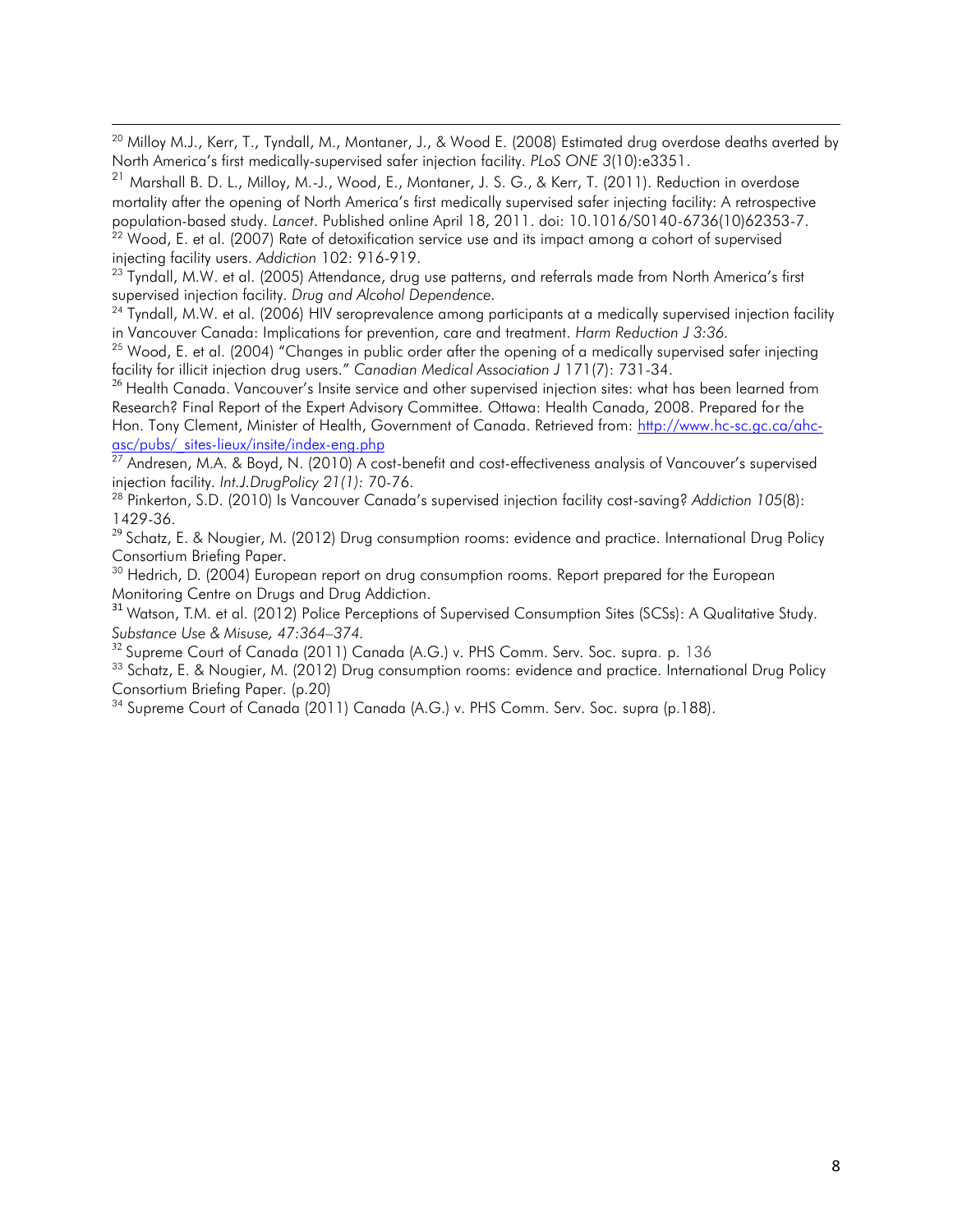[20] Milloy M.J., Kerr, T., Tyndall, M., Montaner, J., & Wood E. (2008) Estimated drug overdose deaths averted by North America's first medically-supervised safer injection facility. *PLoS ONE 3*(10):e3351.

[21] Marshall B. D. L., Milloy, M.-J., Wood, E., Montaner, J. S. G., & Kerr, T. (2011). Reduction in overdose mortality after the opening of North America's first medically supervised safer injecting facility: A retrospective population-based study. *Lancet*. Published online April 18, 2011. doi: 10.1016/S0140-6736(10)62353-7.

[22] Wood, E. et al. (2007) Rate of detoxification service use and its impact among a cohort of supervised injecting facility users. *Addiction* 102: 916-919.

[23] Tyndall, M.W. et al. (2005) Attendance, drug use patterns, and referrals made from North America's first supervised injection facility. *Drug and Alcohol Dependence*.

[24] Tyndall, M.W. et al. (2006) HIV seroprevalence among participants at a medically supervised injection facility in Vancouver Canada: Implications for prevention, care and treatment. *Harm Reduction J 3:36*.

[25] Wood, E. et al. (2004) "Changes in public order after the opening of a medically supervised safer injecting facility for illicit injection drug users." *Canadian Medical Association J* 171(7): 731-34.

[26] Health Canada. Vancouver's Insite service and other supervised injection sites: what has been learned from Research? Final Report of the Expert Advisory Committee. Ottawa: Health Canada, 2008. Prepared for the Hon. Tony Clement, Minister of Health, Government of Canada. Retrieved from: http://www.hc-sc.gc.ca/ahc-asc/pubs/_sites-lieux/insite/index-eng.php

[27] Andresen, M.A. & Boyd, N. (2010) A cost-benefit and cost-effectiveness analysis of Vancouver's supervised injection facility. *Int.J.DrugPolicy 21(1):* 70-76.

[28] Pinkerton, S.D. (2010) Is Vancouver Canada's supervised injection facility cost-saving? *Addiction 105*(8): 1429-36.

[29] Schatz, E. & Nougier, M. (2012) Drug consumption rooms: evidence and practice. International Drug Policy Consortium Briefing Paper.

[30] Hedrich, D. (2004) European report on drug consumption rooms. Report prepared for the European Monitoring Centre on Drugs and Drug Addiction.

[31] Watson, T.M. et al. (2012) Police Perceptions of Supervised Consumption Sites (SCSs): A Qualitative Study. *Substance Use & Misuse, 47:364–374*.

[32] Supreme Court of Canada (2011) Canada (A.G.) v. PHS Comm. Serv. Soc. supra. p. 136

[33] Schatz, E. & Nougier, M. (2012) Drug consumption rooms: evidence and practice. International Drug Policy Consortium Briefing Paper. (p.20)

[34] Supreme Court of Canada (2011) Canada (A.G.) v. PHS Comm. Serv. Soc. supra (p.188).